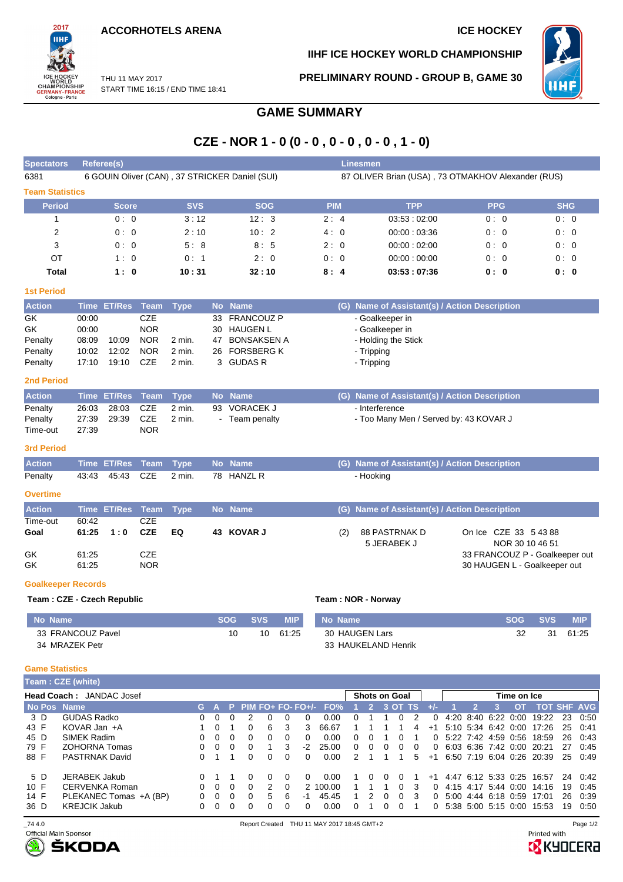ACCORHOTELS ARENA

ICE HOCKEY

IIHF ICE HOCKEY WORLD CHAMPIONSHIP

THU 11 MAY 2017
START TIME 16:15 / END TIME 18:41

PRELIMINARY ROUND - GROUP B, GAME 30

# GAME SUMMARY

## CZE - NOR 1 - 0 (0 - 0 , 0 - 0 , 0 - 0 , 1 - 0)

| Spectators | Referee(s) | Linesmen |
|---|---|---|
| 6381 | 6 GOUIN Oliver (CAN) , 37 STRICKER Daniel (SUI) | 87 OLIVER Brian (USA) , 73 OTMAKHOV Alexander (RUS) |

### Team Statistics

| Period | Score | SVS | SOG | PIM | TPP | PPG | SHG |
|---|---|---|---|---|---|---|---|
| 1 | 0 : 0 | 3 : 12 | 12 : 3 | 2 : 4 | 03:53 : 02:00 | 0 : 0 | 0 : 0 |
| 2 | 0 : 0 | 2 : 10 | 10 : 2 | 4 : 0 | 00:00 : 03:36 | 0 : 0 | 0 : 0 |
| 3 | 0 : 0 | 5 : 8 | 8 : 5 | 2 : 0 | 00:00 : 02:00 | 0 : 0 | 0 : 0 |
| OT | 1 : 0 | 0 : 1 | 2 : 0 | 0 : 0 | 00:00 : 00:00 | 0 : 0 | 0 : 0 |
| **Total** | **1 : 0** | **10 : 31** | **32 : 10** | **8 : 4** | **03:53 : 07:36** | **0 : 0** | **0 : 0** |

### 1st Period

| Action | Time | ET/Res | Team | Type | No | Name | (G) | Name of Assistant(s) / Action Description |
|---|---|---|---|---|---|---|---|---|
| GK | 00:00 | | CZE | | 33 | FRANCOUZ P | | - Goalkeeper in |
| GK | 00:00 | | NOR | | 30 | HAUGEN L | | - Goalkeeper in |
| Penalty | 08:09 | 10:09 | NOR | 2 min. | 47 | BONSAKSEN A | | - Holding the Stick |
| Penalty | 10:02 | 12:02 | NOR | 2 min. | 26 | FORSBERG K | | - Tripping |
| Penalty | 17:10 | 19:10 | CZE | 2 min. | 3 | GUDAS R | | - Tripping |

### 2nd Period

| Action | Time | ET/Res | Team | Type | No | Name | (G) | Name of Assistant(s) / Action Description |
|---|---|---|---|---|---|---|---|---|
| Penalty | 26:03 | 28:03 | CZE | 2 min. | 93 | VORACEK J | | - Interference |
| Penalty | 27:39 | 29:39 | CZE | 2 min. | - | Team penalty | | - Too Many Men / Served by: 43 KOVAR J |
| Time-out | 27:39 | | NOR | | | | | |

### 3rd Period

| Action | Time | ET/Res | Team | Type | No | Name | (G) | Name of Assistant(s) / Action Description |
|---|---|---|---|---|---|---|---|---|
| Penalty | 43:43 | 45:43 | CZE | 2 min. | 78 | HANZL R | | - Hooking |

### Overtime

| Action | Time | ET/Res | Team | Type | No | Name | (G) | Name of Assistant(s) / Action Description | |
|---|---|---|---|---|---|---|---|---|---|
| Time-out | 60:42 | | CZE | | | | | | |
| **Goal** | **61:25** | **1 : 0** | **CZE** | **EQ** | **43** | **KOVAR J** | (2) | 88 PASTRNAK D<br>5 JERABEK J | On Ice CZE 33 5 43 88<br>NOR 30 10 46 51 |
| GK | 61:25 | | CZE | | | | | | 33 FRANCOUZ P - Goalkeeper out |
| GK | 61:25 | | NOR | | | | | | 30 HAUGEN L - Goalkeeper out |

### Goalkeeper Records

**Team : CZE - Czech Republic**

| No | Name | SOG | SVS | MIP |
|---|---|---|---|---|
| 33 | FRANCOUZ Pavel | 10 | 10 | 61:25 |
| 34 | MRAZEK Petr | | | |

**Team : NOR - Norway**

| No | Name | SOG | SVS | MIP |
|---|---|---|---|---|
| 30 | HAUGEN Lars | 32 | 31 | 61:25 |
| 33 | HAUKELAND Henrik | | | |

### Game Statistics

**Team : CZE (white)**

**Head Coach :** JANDAC Josef

| No | Pos | Name | G | A | P | PIM | FO+ | FO- | FO+/- | FO% | SOG 1 | SOG 2 | SOG 3 | SOG OT | SOG TS | +/- | TOI 1 | TOI 2 | TOI 3 | TOI OT | TOT | SHF | AVG |
|---|---|---|---|---|---|---|---|---|---|---|---|---|---|---|---|---|---|---|---|---|---|---|---|
| 3 | D | GUDAS Radko | 0 | 0 | 0 | 2 | 0 | 0 | 0 | 0.00 | 0 | 1 | 1 | 0 | 2 | 0 | 4:20 | 8:40 | 6:22 | 0:00 | 19:22 | 23 | 0:50 |
| 43 | F | KOVAR Jan +A | 1 | 0 | 1 | 0 | 6 | 3 | 3 | 66.67 | 1 | 1 | 1 | 1 | 4 | +1 | 5:10 | 5:34 | 6:42 | 0:00 | 17:26 | 25 | 0:41 |
| 45 | D | SIMEK Radim | 0 | 0 | 0 | 0 | 0 | 0 | 0 | 0.00 | 0 | 0 | 1 | 0 | 1 | 0 | 5:22 | 7:42 | 4:59 | 0:56 | 18:59 | 26 | 0:43 |
| 79 | F | ZOHORNA Tomas | 0 | 0 | 0 | 0 | 1 | 3 | -2 | 25.00 | 0 | 0 | 0 | 0 | 0 | 0 | 6:03 | 6:36 | 7:42 | 0:00 | 20:21 | 27 | 0:45 |
| 88 | F | PASTRNAK David | 0 | 1 | 1 | 0 | 0 | 0 | 0 | 0.00 | 2 | 1 | 1 | 1 | 5 | +1 | 6:50 | 7:19 | 6:04 | 0:26 | 20:39 | 25 | 0:49 |
| 5 | D | JERABEK Jakub | 0 | 1 | 1 | 0 | 0 | 0 | 0 | 0.00 | 1 | 0 | 0 | 0 | 1 | +1 | 4:47 | 6:12 | 5:33 | 0:25 | 16:57 | 24 | 0:42 |
| 10 | F | CERVENKA Roman | 0 | 0 | 0 | 0 | 2 | 0 | 2 | 100.00 | 1 | 1 | 1 | 0 | 3 | 0 | 4:15 | 4:17 | 5:44 | 0:00 | 14:16 | 19 | 0:45 |
| 14 | F | PLEKANEC Tomas +A (BP) | 0 | 0 | 0 | 0 | 5 | 6 | -1 | 45.45 | 1 | 2 | 0 | 0 | 3 | 0 | 5:00 | 4:44 | 6:18 | 0:59 | 17:01 | 26 | 0:39 |
| 36 | D | KREJCIK Jakub | 0 | 0 | 0 | 0 | 0 | 0 | 0 | 0.00 | 0 | 1 | 0 | 0 | 1 | 0 | 5:38 | 5:00 | 5:15 | 0:00 | 15:53 | 19 | 0:50 |

_74 4.0 Report Created THU 11 MAY 2017 18:45 GMT+2

Official Main Sponsor ŠKODA

Printed with KYOCERA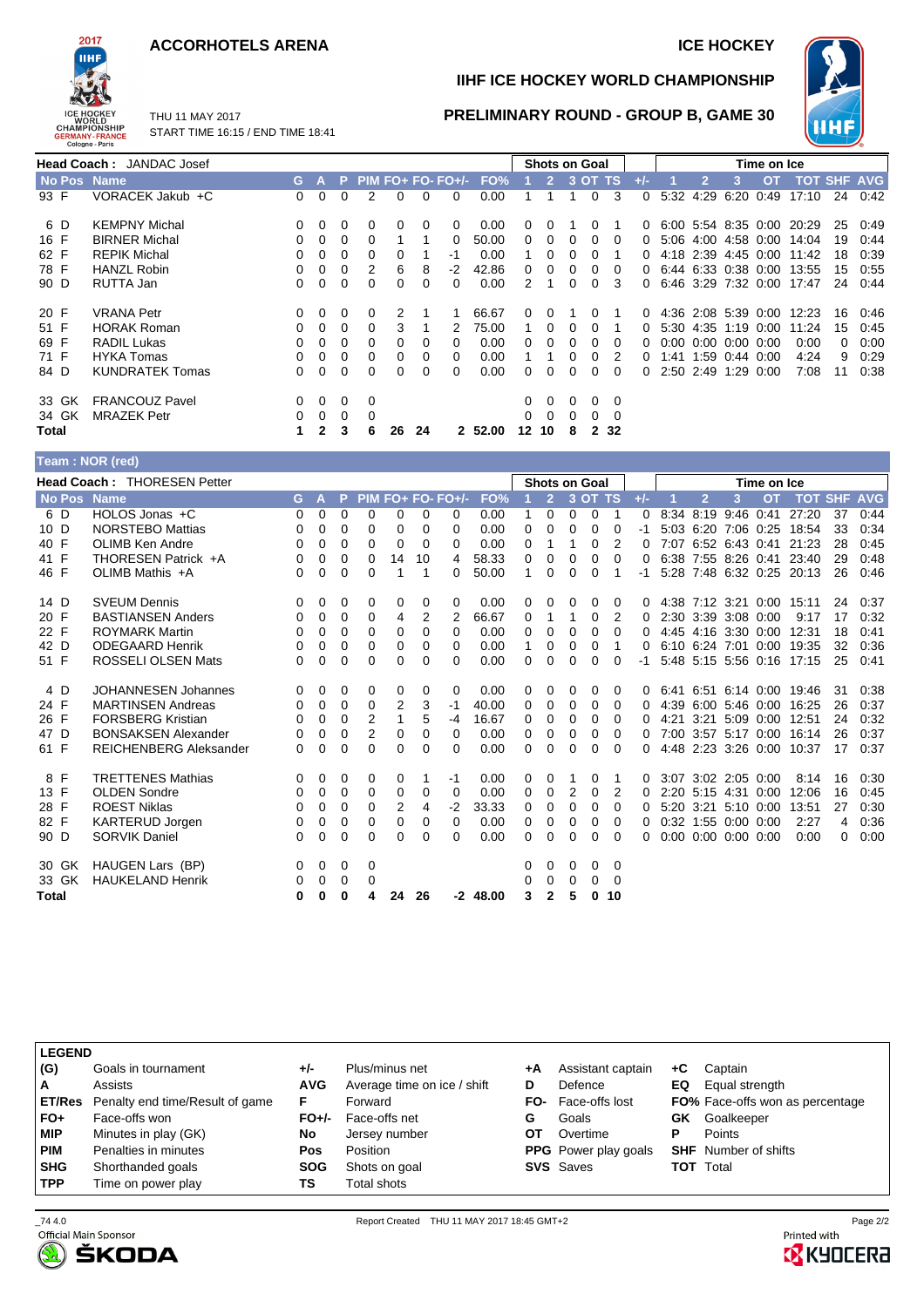**ACCORHOTELS ARENA**

**ICE HOCKEY**

**IIHF ICE HOCKEY WORLD CHAMPIONSHIP**

THU 11 MAY 2017
START TIME 16:15 / END TIME 18:41

**PRELIMINARY ROUND - GROUP B, GAME 30**

**Head Coach :** JANDAC Josef

| No | Pos | Name | G | A | P | PIM | FO+ | FO- | FO+/- | FO% | SOG 1 | SOG 2 | SOG 3 | SOG OT | TS | +/- | TOI 1 | TOI 2 | TOI 3 | TOI OT | TOT | SHF | AVG |
|---|---|---|---|---|---|---|---|---|---|---|---|---|---|---|---|---|---|---|---|---|---|---|---|
| 93 | F | VORACEK Jakub +C | 0 | 0 | 0 | 2 | 0 | 0 | 0 | 0.00 | 1 | 1 | 1 | 0 | 3 | 0 | 5:32 | 4:29 | 6:20 | 0:49 | 17:10 | 24 | 0:42 |
| 6 | D | KEMPNY Michal | 0 | 0 | 0 | 0 | 0 | 0 | 0 | 0.00 | 0 | 0 | 1 | 0 | 1 | 0 | 6:00 | 5:54 | 8:35 | 0:00 | 20:29 | 25 | 0:49 |
| 16 | F | BIRNER Michal | 0 | 0 | 0 | 0 | 1 | 1 | 0 | 50.00 | 0 | 0 | 0 | 0 | 0 | 0 | 5:06 | 4:00 | 4:58 | 0:00 | 14:04 | 19 | 0:44 |
| 62 | F | REPIK Michal | 0 | 0 | 0 | 0 | 0 | 1 | -1 | 0.00 | 1 | 0 | 0 | 0 | 1 | 0 | 4:18 | 2:39 | 4:45 | 0:00 | 11:42 | 18 | 0:39 |
| 78 | F | HANZL Robin | 0 | 0 | 0 | 2 | 6 | 8 | -2 | 42.86 | 0 | 0 | 0 | 0 | 0 | 0 | 6:44 | 6:33 | 0:38 | 0:00 | 13:55 | 15 | 0:55 |
| 90 | D | RUTTA Jan | 0 | 0 | 0 | 0 | 0 | 0 | 0 | 0.00 | 2 | 1 | 0 | 0 | 3 | 0 | 6:46 | 3:29 | 7:32 | 0:00 | 17:47 | 24 | 0:44 |
| 20 | F | VRANA Petr | 0 | 0 | 0 | 0 | 2 | 1 | 1 | 66.67 | 0 | 0 | 1 | 0 | 1 | 0 | 4:36 | 2:08 | 5:39 | 0:00 | 12:23 | 16 | 0:46 |
| 51 | F | HORAK Roman | 0 | 0 | 0 | 0 | 3 | 1 | 2 | 75.00 | 1 | 0 | 0 | 0 | 1 | 0 | 5:30 | 4:35 | 1:19 | 0:00 | 11:24 | 15 | 0:45 |
| 69 | F | RADIL Lukas | 0 | 0 | 0 | 0 | 0 | 0 | 0 | 0.00 | 0 | 0 | 0 | 0 | 0 | 0 | 0:00 | 0:00 | 0:00 | 0:00 | 0:00 | 0 | 0:00 |
| 71 | F | HYKA Tomas | 0 | 0 | 0 | 0 | 0 | 0 | 0 | 0.00 | 1 | 1 | 0 | 0 | 2 | 0 | 1:41 | 1:59 | 0:44 | 0:00 | 4:24 | 9 | 0:29 |
| 84 | D | KUNDRATEK Tomas | 0 | 0 | 0 | 0 | 0 | 0 | 0 | 0.00 | 0 | 0 | 0 | 0 | 0 | 0 | 2:50 | 2:49 | 1:29 | 0:00 | 7:08 | 11 | 0:38 |
| 33 | GK | FRANCOUZ Pavel | 0 | 0 | 0 | 0 | | | | | 0 | 0 | 0 | 0 | 0 | | | | | | | | |
| 34 | GK | MRAZEK Petr | 0 | 0 | 0 | 0 | | | | | 0 | 0 | 0 | 0 | 0 | | | | | | | | |
| **Total** | | | **1** | **2** | **3** | **6** | **26** | **24** | **2** | **52.00** | **12** | **10** | **8** | **2** | **32** | | | | | | | | |

## Team : NOR (red)

**Head Coach :** THORESEN Petter

| No | Pos | Name | G | A | P | PIM | FO+ | FO- | FO+/- | FO% | SOG 1 | SOG 2 | SOG 3 | SOG OT | TS | +/- | TOI 1 | TOI 2 | TOI 3 | TOI OT | TOT | SHF | AVG |
|---|---|---|---|---|---|---|---|---|---|---|---|---|---|---|---|---|---|---|---|---|---|---|---|
| 6 | D | HOLOS Jonas +C | 0 | 0 | 0 | 0 | 0 | 0 | 0 | 0.00 | 1 | 0 | 0 | 0 | 1 | 0 | 8:34 | 8:19 | 9:46 | 0:41 | 27:20 | 37 | 0:44 |
| 10 | D | NORSTEBO Mattias | 0 | 0 | 0 | 0 | 0 | 0 | 0 | 0.00 | 0 | 0 | 0 | 0 | 0 | -1 | 5:03 | 6:20 | 7:06 | 0:25 | 18:54 | 33 | 0:34 |
| 40 | F | OLIMB Ken Andre | 0 | 0 | 0 | 0 | 0 | 0 | 0 | 0.00 | 0 | 1 | 1 | 0 | 2 | 0 | 7:07 | 6:52 | 6:43 | 0:41 | 21:23 | 28 | 0:45 |
| 41 | F | THORESEN Patrick +A | 0 | 0 | 0 | 0 | 14 | 10 | 4 | 58.33 | 0 | 0 | 0 | 0 | 0 | 0 | 6:38 | 7:55 | 8:26 | 0:41 | 23:40 | 29 | 0:48 |
| 46 | F | OLIMB Mathis +A | 0 | 0 | 0 | 0 | 1 | 1 | 0 | 50.00 | 1 | 0 | 0 | 0 | 1 | -1 | 5:28 | 7:48 | 6:32 | 0:25 | 20:13 | 26 | 0:46 |
| 14 | D | SVEUM Dennis | 0 | 0 | 0 | 0 | 0 | 0 | 0 | 0.00 | 0 | 0 | 0 | 0 | 0 | 0 | 4:38 | 7:12 | 3:21 | 0:00 | 15:11 | 24 | 0:37 |
| 20 | F | BASTIANSEN Anders | 0 | 0 | 0 | 0 | 4 | 2 | 2 | 66.67 | 0 | 1 | 1 | 0 | 2 | 0 | 2:30 | 3:39 | 3:08 | 0:00 | 9:17 | 17 | 0:32 |
| 22 | F | ROYMARK Martin | 0 | 0 | 0 | 0 | 0 | 0 | 0 | 0.00 | 0 | 0 | 0 | 0 | 0 | 0 | 4:45 | 4:16 | 3:30 | 0:00 | 12:31 | 18 | 0:41 |
| 42 | D | ODEGAARD Henrik | 0 | 0 | 0 | 0 | 0 | 0 | 0 | 0.00 | 1 | 0 | 0 | 0 | 1 | 0 | 6:10 | 6:24 | 7:01 | 0:00 | 19:35 | 32 | 0:36 |
| 51 | F | ROSSELI OLSEN Mats | 0 | 0 | 0 | 0 | 0 | 0 | 0 | 0.00 | 0 | 0 | 0 | 0 | 0 | -1 | 5:48 | 5:15 | 5:56 | 0:16 | 17:15 | 25 | 0:41 |
| 4 | D | JOHANNESEN Johannes | 0 | 0 | 0 | 0 | 0 | 0 | 0 | 0.00 | 0 | 0 | 0 | 0 | 0 | 0 | 6:41 | 6:51 | 6:14 | 0:00 | 19:46 | 31 | 0:38 |
| 24 | F | MARTINSEN Andreas | 0 | 0 | 0 | 0 | 2 | 3 | -1 | 40.00 | 0 | 0 | 0 | 0 | 0 | 0 | 4:39 | 6:00 | 5:46 | 0:00 | 16:25 | 26 | 0:37 |
| 26 | F | FORSBERG Kristian | 0 | 0 | 0 | 2 | 1 | 5 | -4 | 16.67 | 0 | 0 | 0 | 0 | 0 | 0 | 4:21 | 3:21 | 5:09 | 0:00 | 12:51 | 24 | 0:32 |
| 47 | D | BONSAKSEN Alexander | 0 | 0 | 0 | 2 | 0 | 0 | 0 | 0.00 | 0 | 0 | 0 | 0 | 0 | 0 | 7:00 | 3:57 | 5:17 | 0:00 | 16:14 | 26 | 0:37 |
| 61 | F | REICHENBERG Aleksander | 0 | 0 | 0 | 0 | 0 | 0 | 0 | 0.00 | 0 | 0 | 0 | 0 | 0 | 0 | 4:48 | 2:23 | 3:26 | 0:00 | 10:37 | 17 | 0:37 |
| 8 | F | TRETTENES Mathias | 0 | 0 | 0 | 0 | 0 | 1 | -1 | 0.00 | 0 | 0 | 1 | 0 | 1 | 0 | 3:07 | 3:02 | 2:05 | 0:00 | 8:14 | 16 | 0:30 |
| 13 | F | OLDEN Sondre | 0 | 0 | 0 | 0 | 0 | 0 | 0 | 0.00 | 0 | 0 | 2 | 0 | 2 | 0 | 2:20 | 5:15 | 4:31 | 0:00 | 12:06 | 16 | 0:45 |
| 28 | F | ROEST Niklas | 0 | 0 | 0 | 0 | 2 | 4 | -2 | 33.33 | 0 | 0 | 0 | 0 | 0 | 0 | 5:20 | 3:21 | 5:10 | 0:00 | 13:51 | 27 | 0:30 |
| 82 | F | KARTERUD Jorgen | 0 | 0 | 0 | 0 | 0 | 0 | 0 | 0.00 | 0 | 0 | 0 | 0 | 0 | 0 | 0:32 | 1:55 | 0:00 | 0:00 | 2:27 | 4 | 0:36 |
| 90 | D | SORVIK Daniel | 0 | 0 | 0 | 0 | 0 | 0 | 0 | 0.00 | 0 | 0 | 0 | 0 | 0 | 0 | 0:00 | 0:00 | 0:00 | 0:00 | 0:00 | 0 | 0:00 |
| 30 | GK | HAUGEN Lars (BP) | 0 | 0 | 0 | 0 | | | | | 0 | 0 | 0 | 0 | 0 | | | | | | | | |
| 33 | GK | HAUKELAND Henrik | 0 | 0 | 0 | 0 | | | | | 0 | 0 | 0 | 0 | 0 | | | | | | | | |
| **Total** | | | **0** | **0** | **0** | **4** | **24** | **26** | **-2** | **48.00** | **3** | **2** | **5** | **0** | **10** | | | | | | | | |

**LEGEND**

| | | | | | | | |
|---|---|---|---|---|---|---|---|
| (G) | Goals in tournament | +/- | Plus/minus net | +A | Assistant captain | +C | Captain |
| A | Assists | AVG | Average time on ice / shift | D | Defence | EQ | Equal strength |
| ET/Res | Penalty end time/Result of game | F | Forward | FO- | Face-offs lost | FO% | Face-offs won as percentage |
| FO+ | Face-offs won | FO+/- | Face-offs net | G | Goals | GK | Goalkeeper |
| MIP | Minutes in play (GK) | No | Jersey number | OT | Overtime | P | Points |
| PIM | Penalties in minutes | Pos | Position | PPG | Power play goals | SHF | Number of shifts |
| SHG | Shorthanded goals | SOG | Shots on goal | SVS | Saves | TOT | Total |
| TPP | Time on power play | TS | Total shots | | | | |

_74 4.0 Report Created THU 11 MAY 2017 18:45 GMT+2

Official Main Sponsor ŠKODA

Printed with KYOCERA